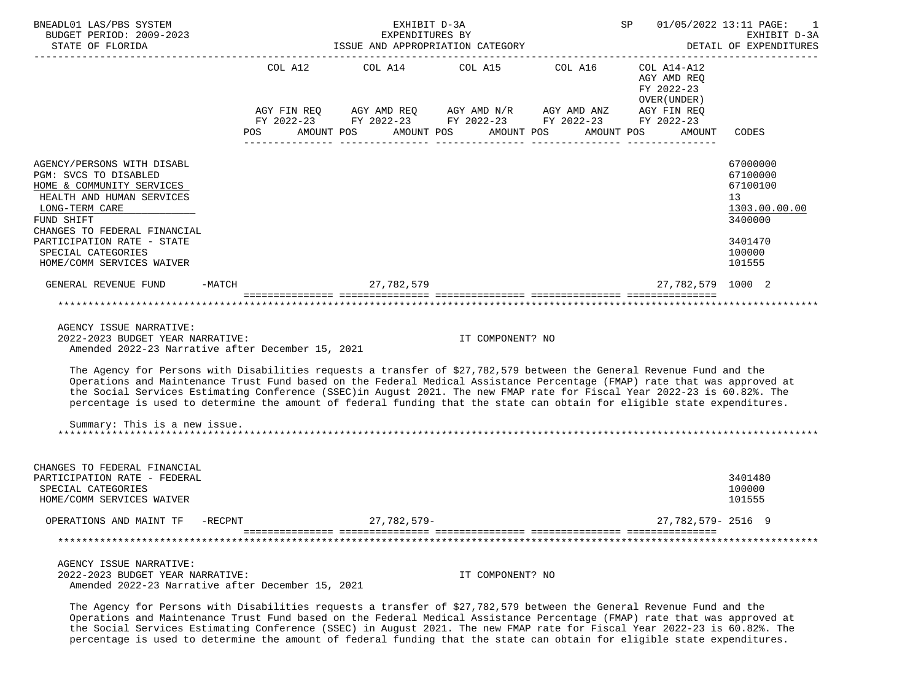BNEADL01 LAS/PBS SYSTEM — EXHIBIT D-3A — EXPENDITURES BY ISSUE AND APPROPRIATION CATEGORY — SP 01/05/2022 13:11

BUDGET PERIOD: 2009-2023

STATE OF FLORIDA — EXHIBIT D-3A DETAIL OF EXPENDITURES

| | COL A12 AGY FIN REQ FY 2022-23 POS AMOUNT | COL A14 AGY AMD REQ FY 2022-23 POS AMOUNT | COL A15 AGY AMD N/R FY 2022-23 POS AMOUNT | COL A16 AGY AMD ANZ FY 2022-23 POS AMOUNT | COL A14-A12 AGY AMD REQ FY 2022-23 OVER(UNDER) AGY FIN REQ FY 2022-23 POS AMOUNT | CODES |
|---|---|---|---|---|---|---|
| AGENCY/PERSONS WITH DISABL | | | | | | 67000000 |
| PGM: SVCS TO DISABLED | | | | | | 67100000 |
| HOME & COMMUNITY SERVICES | | | | | | 67100100 |
| HEALTH AND HUMAN SERVICES | | | | | | 13 |
| LONG-TERM CARE | | | | | | 1303.00.00.00 |
| FUND SHIFT | | | | | | 3400000 |
| CHANGES TO FEDERAL FINANCIAL PARTICIPATION RATE - STATE | | | | | | 3401470 |
| SPECIAL CATEGORIES | | | | | | 100000 |
| HOME/COMM SERVICES WAIVER | | | | | | 101555 |
| GENERAL REVENUE FUND -MATCH | | 27,782,579 | | | 27,782,579 | 1000 2 |

AGENCY ISSUE NARRATIVE:

2022-2023 BUDGET YEAR NARRATIVE: IT COMPONENT? NO

Amended 2022-23 Narrative after December 15, 2021

The Agency for Persons with Disabilities requests a transfer of $27,782,579 between the General Revenue Fund and the Operations and Maintenance Trust Fund based on the Federal Medical Assistance Percentage (FMAP) rate that was approved at the Social Services Estimating Conference (SSEC)in August 2021. The new FMAP rate for Fiscal Year 2022-23 is 60.82%. The percentage is used to determine the amount of federal funding that the state can obtain for eligible state expenditures.

Summary: This is a new issue.

| | COL A12 | COL A14 | COL A15 | COL A16 | COL A14-A12 | CODES |
|---|---|---|---|---|---|---|
| CHANGES TO FEDERAL FINANCIAL PARTICIPATION RATE - FEDERAL | | | | | | 3401480 |
| SPECIAL CATEGORIES | | | | | | 100000 |
| HOME/COMM SERVICES WAIVER | | | | | | 101555 |
| OPERATIONS AND MAINT TF -RECPNT | | 27,782,579- | | | 27,782,579- | 2516 9 |

AGENCY ISSUE NARRATIVE:

2022-2023 BUDGET YEAR NARRATIVE: IT COMPONENT? NO

Amended 2022-23 Narrative after December 15, 2021

The Agency for Persons with Disabilities requests a transfer of $27,782,579 between the General Revenue Fund and the Operations and Maintenance Trust Fund based on the Federal Medical Assistance Percentage (FMAP) rate that was approved at the Social Services Estimating Conference (SSEC) in August 2021. The new FMAP rate for Fiscal Year 2022-23 is 60.82%. The percentage is used to determine the amount of federal funding that the state can obtain for eligible state expenditures.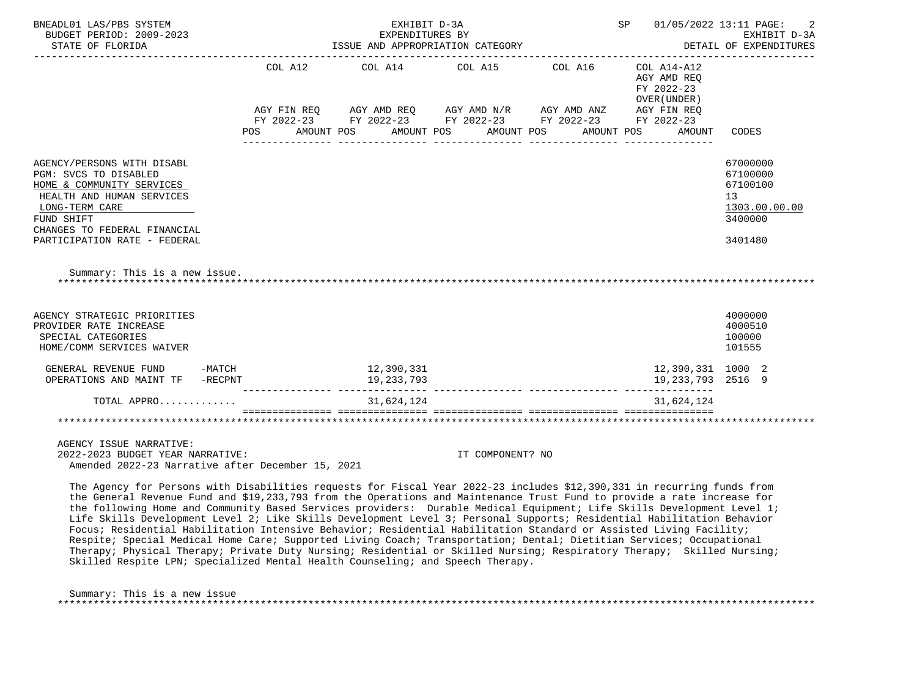| | COL A12 AGY FIN REQ FY 2022-23 POS AMOUNT | COL A14 AGY AMD REQ FY 2022-23 POS AMOUNT | COL A15 AGY AMD N/R FY 2022-23 POS AMOUNT | COL A16 AGY AMD ANZ FY 2022-23 POS AMOUNT | COL A14-A12 AGY AMD REQ FY 2022-23 OVER(UNDER) AGY FIN REQ FY 2022-23 POS AMOUNT | CODES |
|---|---|---|---|---|---|---|
| AGENCY/PERSONS WITH DISABL | | | | | | 67000000 |
| PGM: SVCS TO DISABLED | | | | | | 67100000 |
| HOME & COMMUNITY SERVICES | | | | | | 67100100 |
| HEALTH AND HUMAN SERVICES | | | | | | 13 |
| LONG-TERM CARE | | | | | | 1303.00.00.00 |
| FUND SHIFT | | | | | | 3400000 |
| CHANGES TO FEDERAL FINANCIAL PARTICIPATION RATE - FEDERAL | | | | | | 3401480 |

Summary: This is a new issue.

| | COL A12 | COL A14 | COL A15 | COL A16 | COL A14-A12 | CODES |
|---|---|---|---|---|---|---|
| AGENCY STRATEGIC PRIORITIES | | | | | | 4000000 |
| PROVIDER RATE INCREASE | | | | | | 4000510 |
| SPECIAL CATEGORIES | | | | | | 100000 |
| HOME/COMM SERVICES WAIVER | | | | | | 101555 |
| GENERAL REVENUE FUND -MATCH | | 12,390,331 | | | 12,390,331 | 1000 2 |
| OPERATIONS AND MAINT TF -RECPNT | | 19,233,793 | | | 19,233,793 | 2516 9 |
| TOTAL APPRO............ | | 31,624,124 | | | 31,624,124 | |

AGENCY ISSUE NARRATIVE:
2022-2023 BUDGET YEAR NARRATIVE: IT COMPONENT? NO
Amended 2022-23 Narrative after December 15, 2021

The Agency for Persons with Disabilities requests for Fiscal Year 2022-23 includes $12,390,331 in recurring funds from the General Revenue Fund and $19,233,793 from the Operations and Maintenance Trust Fund to provide a rate increase for the following Home and Community Based Services providers: Durable Medical Equipment; Life Skills Development Level 1; Life Skills Development Level 2; Like Skills Development Level 3; Personal Supports; Residential Habilitation Behavior Focus; Residential Habilitation Intensive Behavior; Residential Habilitation Standard or Assisted Living Facility; Respite; Special Medical Home Care; Supported Living Coach; Transportation; Dental; Dietitian Services; Occupational Therapy; Physical Therapy; Private Duty Nursing; Residential or Skilled Nursing; Respiratory Therapy; Skilled Nursing; Skilled Respite LPN; Specialized Mental Health Counseling; and Speech Therapy.

Summary: This is a new issue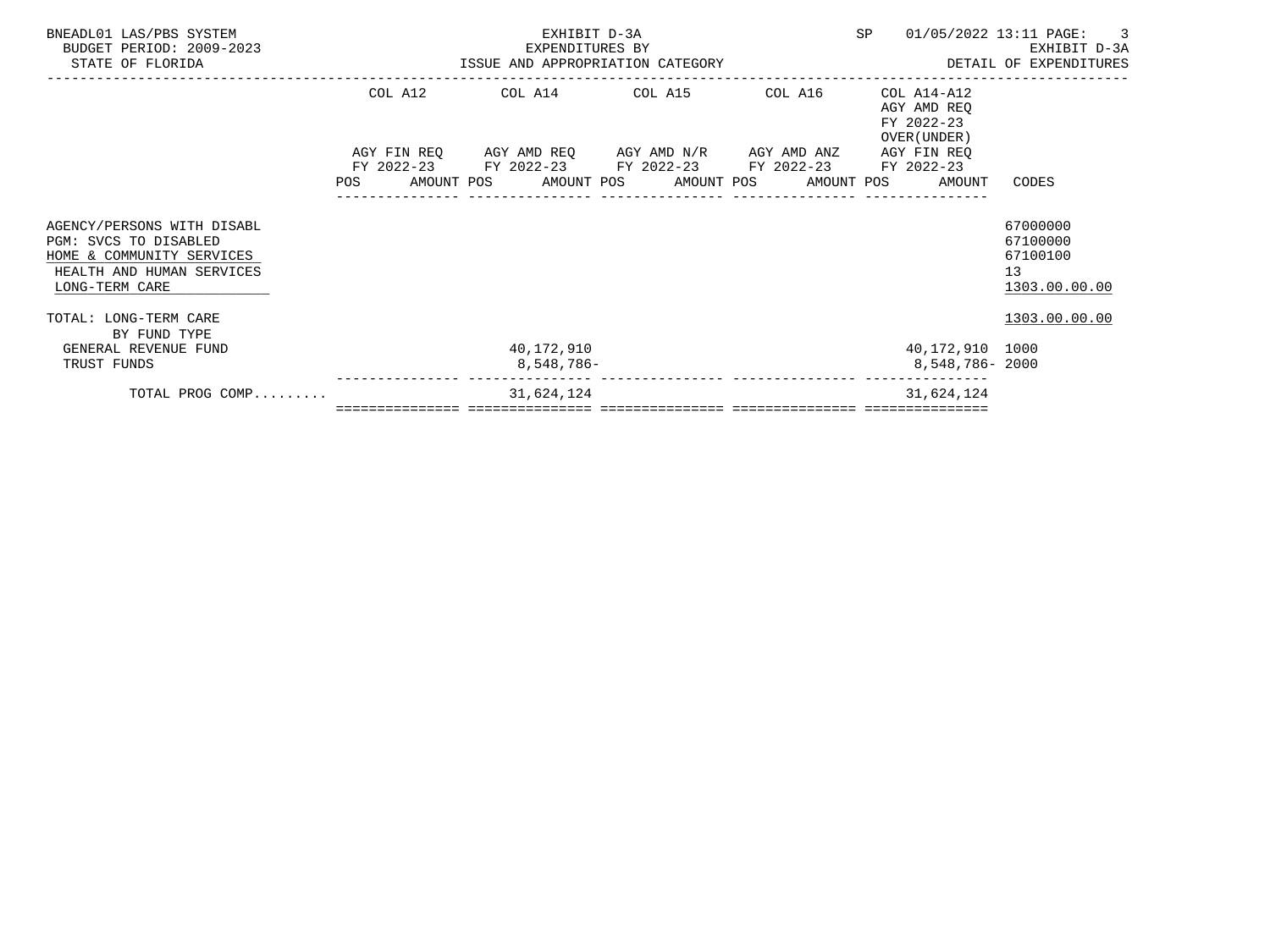BNEADL01 LAS/PBS SYSTEM
BUDGET PERIOD: 2009-2023
STATE OF FLORIDA

EXHIBIT D-3A
EXPENDITURES BY
ISSUE AND APPROPRIATION CATEGORY

SP 01/05/2022 13:11

EXHIBIT D-3A
DETAIL OF EXPENDITURES

| | COL A12 AGY FIN REQ FY 2022-23 POS AMOUNT | COL A14 AGY AMD REQ FY 2022-23 POS AMOUNT | COL A15 AGY AMD N/R FY 2022-23 POS AMOUNT | COL A16 AGY AMD ANZ FY 2022-23 POS AMOUNT | COL A14-A12 AGY AMD REQ FY 2022-23 OVER(UNDER) AGY FIN REQ FY 2022-23 POS AMOUNT | CODES |
|---|---|---|---|---|---|---|
| AGENCY/PERSONS WITH DISABL | | | | | | 67000000 |
| PGM: SVCS TO DISABLED | | | | | | 67100000 |
| HOME & COMMUNITY SERVICES | | | | | | 67100100 |
| HEALTH AND HUMAN SERVICES | | | | | | 13 |
| LONG-TERM CARE | | | | | | 1303.00.00.00 |
| TOTAL: LONG-TERM CARE | | | | | | 1303.00.00.00 |
| BY FUND TYPE | | | | | | |
| GENERAL REVENUE FUND | | 40,172,910 | | | 40,172,910 | 1000 |
| TRUST FUNDS | | 8,548,786- | | | 8,548,786- | 2000 |
| TOTAL PROG COMP......... | | 31,624,124 | | | 31,624,124 | |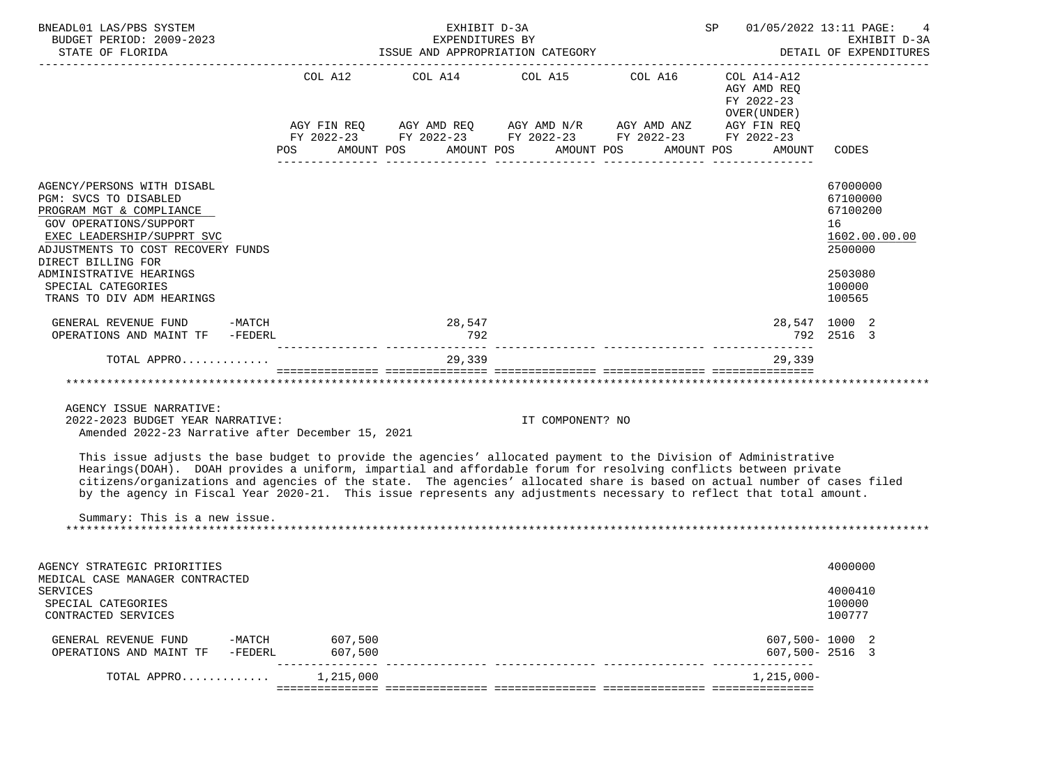BNEADL01 LAS/PBS SYSTEM — EXHIBIT D-3A — EXPENDITURES BY ISSUE AND APPROPRIATION CATEGORY — SP 01/05/2022 13:11 — BUDGET PERIOD: 2009-2023 — STATE OF FLORIDA — EXHIBIT D-3A DETAIL OF EXPENDITURES

| | COL A12 AGY FIN REQ FY 2022-23 POS AMOUNT | COL A14 AGY AMD REQ FY 2022-23 POS AMOUNT | COL A15 AGY AMD N/R FY 2022-23 POS AMOUNT | COL A16 AGY AMD ANZ FY 2022-23 POS AMOUNT | COL A14-A12 AGY AMD REQ FY 2022-23 OVER(UNDER) AGY FIN REQ FY 2022-23 POS AMOUNT | CODES |
|---|---|---|---|---|---|---|
| AGENCY/PERSONS WITH DISABL | | | | | | 67000000 |
| PGM: SVCS TO DISABLED | | | | | | 67100000 |
| PROGRAM MGT & COMPLIANCE | | | | | | 67100200 |
| GOV OPERATIONS/SUPPORT | | | | | | 16 |
| EXEC LEADERSHIP/SUPPRT SVC | | | | | | 1602.00.00.00 |
| ADJUSTMENTS TO COST RECOVERY FUNDS | | | | | | 2500000 |
| DIRECT BILLING FOR ADMINISTRATIVE HEARINGS | | | | | | 2503080 |
| SPECIAL CATEGORIES | | | | | | 100000 |
| TRANS TO DIV ADM HEARINGS | | | | | | 100565 |
| GENERAL REVENUE FUND -MATCH | | 28,547 | | | 28,547 | 1000 2 |
| OPERATIONS AND MAINT TF -FEDERL | | 792 | | | 792 | 2516 3 |
| TOTAL APPRO............ | | 29,339 | | | 29,339 | |

AGENCY ISSUE NARRATIVE:
2022-2023 BUDGET YEAR NARRATIVE: IT COMPONENT? NO
Amended 2022-23 Narrative after December 15, 2021

This issue adjusts the base budget to provide the agencies' allocated payment to the Division of Administrative Hearings(DOAH). DOAH provides a uniform, impartial and affordable forum for resolving conflicts between private citizens/organizations and agencies of the state. The agencies' allocated share is based on actual number of cases filed by the agency in Fiscal Year 2020-21. This issue represents any adjustments necessary to reflect that total amount.

Summary: This is a new issue.

| | COL A12 | COL A14 | COL A15 | COL A16 | COL A14-A12 | CODES |
|---|---|---|---|---|---|---|
| AGENCY STRATEGIC PRIORITIES | | | | | | 4000000 |
| MEDICAL CASE MANAGER CONTRACTED SERVICES | | | | | | 4000410 |
| SPECIAL CATEGORIES | | | | | | 100000 |
| CONTRACTED SERVICES | | | | | | 100777 |
| GENERAL REVENUE FUND -MATCH | 607,500 | | | | 607,500- | 1000 2 |
| OPERATIONS AND MAINT TF -FEDERL | 607,500 | | | | 607,500- | 2516 3 |
| TOTAL APPRO............ | 1,215,000 | | | | 1,215,000- | |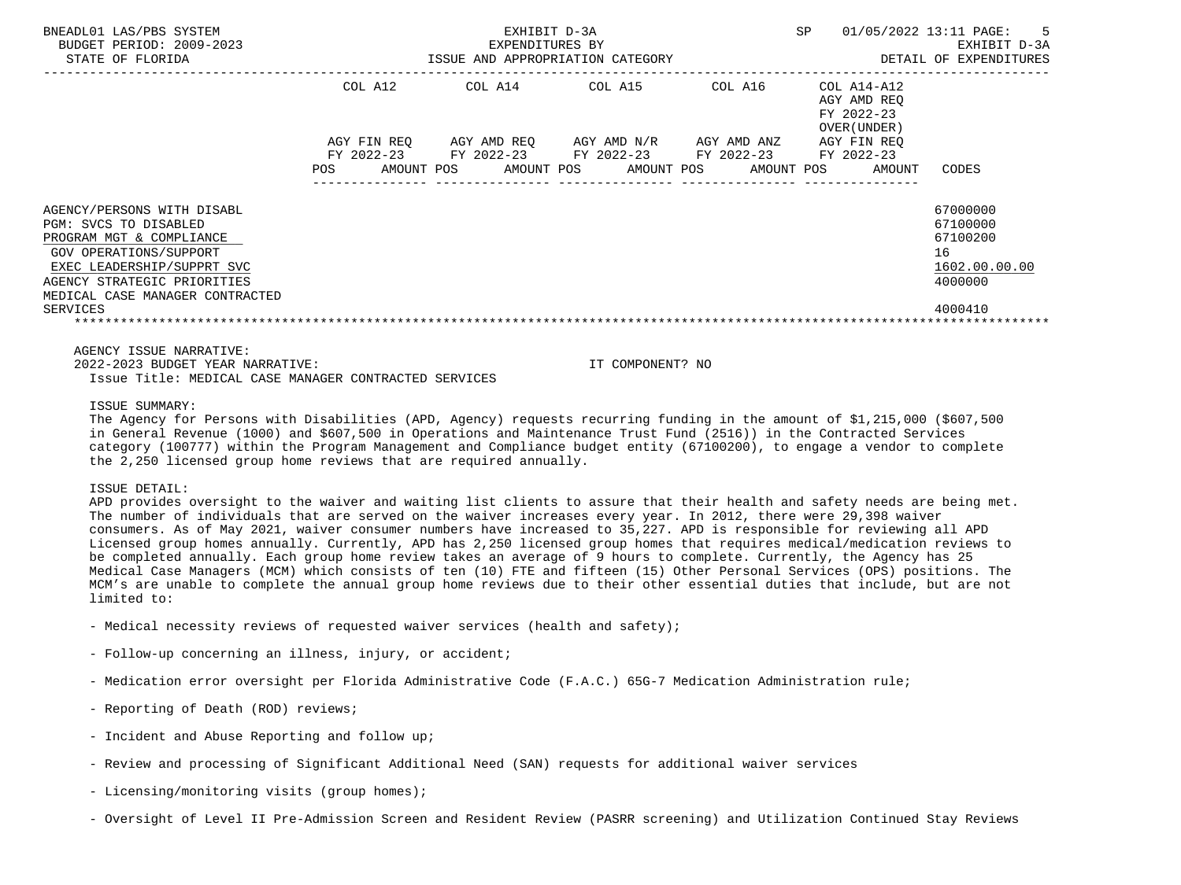BNEADL01 LAS/PBS SYSTEM — EXHIBIT D-3A — EXPENDITURES BY ISSUE AND APPROPRIATION CATEGORY — SP 01/05/2022 13:11
BUDGET PERIOD: 2009-2023 — EXHIBIT D-3A
STATE OF FLORIDA — DETAIL OF EXPENDITURES

| | COL A12 AGY FIN REQ FY 2022-23 POS AMOUNT | COL A14 AGY AMD REQ FY 2022-23 POS AMOUNT | COL A15 AGY AMD N/R FY 2022-23 POS AMOUNT | COL A16 AGY AMD ANZ FY 2022-23 POS AMOUNT | COL A14-A12 AGY AMD REQ FY 2022-23 OVER(UNDER) AGY FIN REQ FY 2022-23 POS AMOUNT | CODES |
|---|---|---|---|---|---|---|
| AGENCY/PERSONS WITH DISABL | | | | | | 67000000 |
| PGM: SVCS TO DISABLED | | | | | | 67100000 |
| PROGRAM MGT & COMPLIANCE | | | | | | 67100200 |
| GOV OPERATIONS/SUPPORT | | | | | | 16 |
| EXEC LEADERSHIP/SUPPRT SVC | | | | | | 1602.00.00.00 |
| AGENCY STRATEGIC PRIORITIES | | | | | | 4000000 |
| MEDICAL CASE MANAGER CONTRACTED SERVICES | | | | | | 4000410 |

AGENCY ISSUE NARRATIVE:
2022-2023 BUDGET YEAR NARRATIVE: IT COMPONENT? NO
Issue Title: MEDICAL CASE MANAGER CONTRACTED SERVICES

ISSUE SUMMARY:
The Agency for Persons with Disabilities (APD, Agency) requests recurring funding in the amount of $1,215,000 ($607,500 in General Revenue (1000) and $607,500 in Operations and Maintenance Trust Fund (2516)) in the Contracted Services category (100777) within the Program Management and Compliance budget entity (67100200), to engage a vendor to complete the 2,250 licensed group home reviews that are required annually.

ISSUE DETAIL:
APD provides oversight to the waiver and waiting list clients to assure that their health and safety needs are being met. The number of individuals that are served on the waiver increases every year. In 2012, there were 29,398 waiver consumers. As of May 2021, waiver consumer numbers have increased to 35,227. APD is responsible for reviewing all APD Licensed group homes annually. Currently, APD has 2,250 licensed group homes that requires medical/medication reviews to be completed annually. Each group home review takes an average of 9 hours to complete. Currently, the Agency has 25 Medical Case Managers (MCM) which consists of ten (10) FTE and fifteen (15) Other Personal Services (OPS) positions. The MCM's are unable to complete the annual group home reviews due to their other essential duties that include, but are not limited to:

- Medical necessity reviews of requested waiver services (health and safety);

- Follow-up concerning an illness, injury, or accident;

- Medication error oversight per Florida Administrative Code (F.A.C.) 65G-7 Medication Administration rule;

- Reporting of Death (ROD) reviews;

- Incident and Abuse Reporting and follow up;

- Review and processing of Significant Additional Need (SAN) requests for additional waiver services

- Licensing/monitoring visits (group homes);

- Oversight of Level II Pre-Admission Screen and Resident Review (PASRR screening) and Utilization Continued Stay Reviews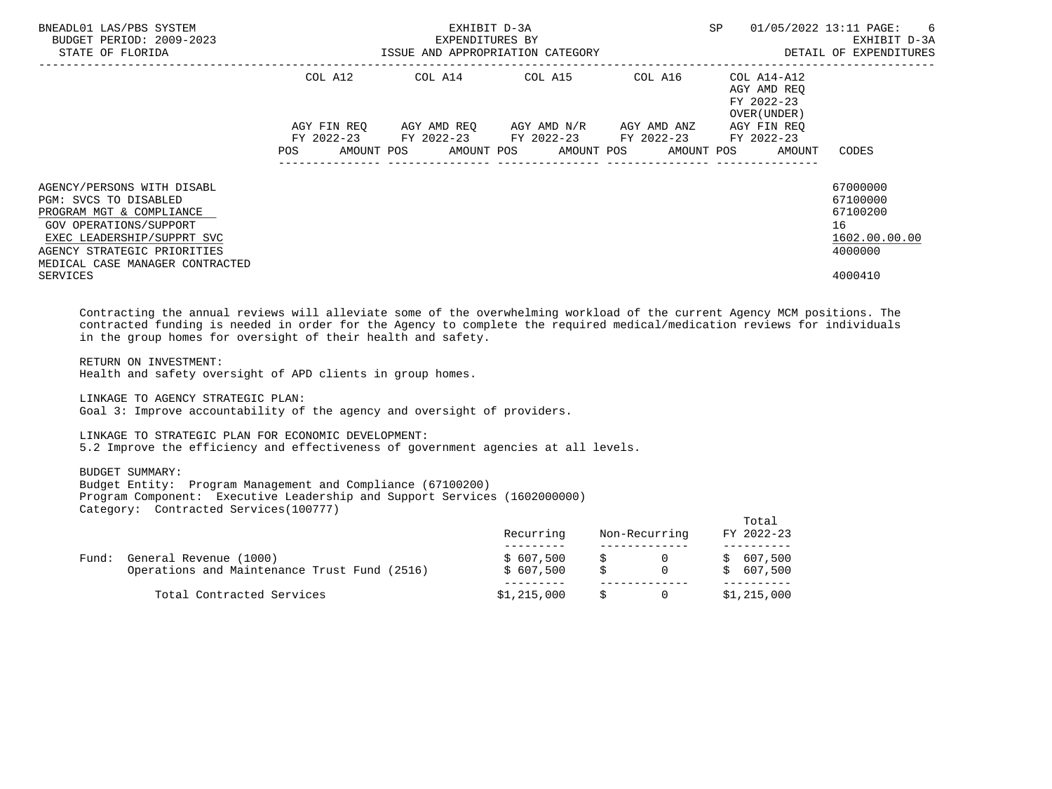| | COL A12 | COL A14 | COL A15 | COL A16 | COL A14-A12 AGY AMD REQ FY 2022-23 OVER(UNDER) | |
|---|---|---|---|---|---|---|
| | AGY FIN REQ FY 2022-23 | AGY AMD REQ FY 2022-23 | AGY AMD N/R FY 2022-23 | AGY AMD ANZ FY 2022-23 | AGY FIN REQ FY 2022-23 | |
| | POS AMOUNT | POS AMOUNT | POS AMOUNT | POS AMOUNT | POS AMOUNT | CODES |
| AGENCY/PERSONS WITH DISABL | | | | | | 67000000 |
| PGM: SVCS TO DISABLED | | | | | | 67100000 |
| PROGRAM MGT & COMPLIANCE | | | | | | 67100200 |
| GOV OPERATIONS/SUPPORT | | | | | | 16 |
| EXEC LEADERSHIP/SUPPRT SVC | | | | | | 1602.00.00.00 |
| AGENCY STRATEGIC PRIORITIES | | | | | | 4000000 |
| MEDICAL CASE MANAGER CONTRACTED SERVICES | | | | | | 4000410 |

Contracting the annual reviews will alleviate some of the overwhelming workload of the current Agency MCM positions. The contracted funding is needed in order for the Agency to complete the required medical/medication reviews for individuals in the group homes for oversight of their health and safety.

RETURN ON INVESTMENT:
Health and safety oversight of APD clients in group homes.

LINKAGE TO AGENCY STRATEGIC PLAN:
Goal 3: Improve accountability of the agency and oversight of providers.

LINKAGE TO STRATEGIC PLAN FOR ECONOMIC DEVELOPMENT:
5.2 Improve the efficiency and effectiveness of government agencies at all levels.

BUDGET SUMMARY:
Budget Entity: Program Management and Compliance (67100200)
Program Component: Executive Leadership and Support Services (1602000000)
Category: Contracted Services(100777)

| | Recurring | Non-Recurring | Total FY 2022-23 |
|---|---|---|---|
| Fund: General Revenue (1000) | $ 607,500 | $ 0 | $ 607,500 |
| Operations and Maintenance Trust Fund (2516) | $ 607,500 | $ 0 | $ 607,500 |
| Total Contracted Services | $1,215,000 | $ 0 | $1,215,000 |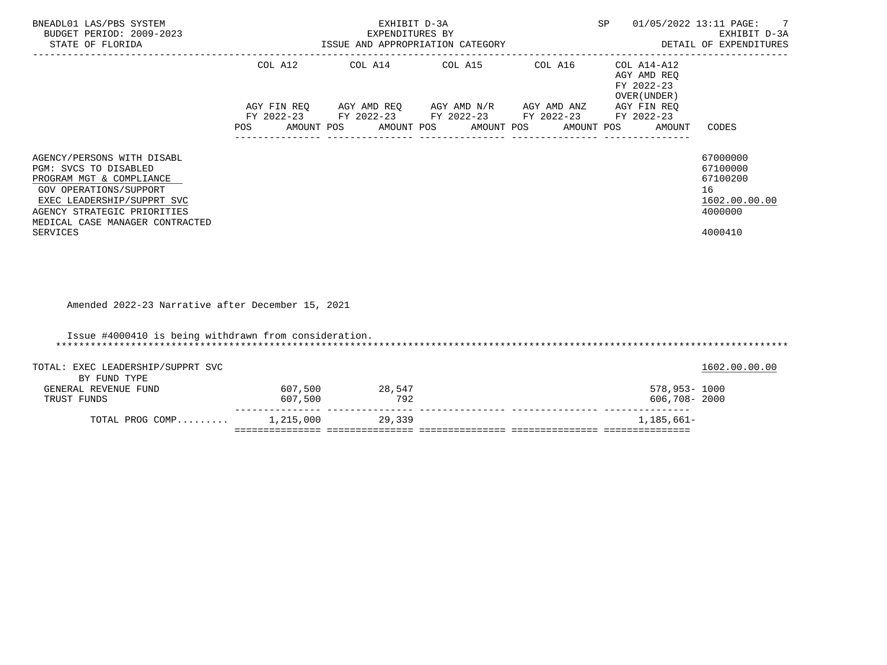BNEADL01 LAS/PBS SYSTEM — EXHIBIT D-3A — EXPENDITURES BY ISSUE AND APPROPRIATION CATEGORY — SP 01/05/2022 13:11

BUDGET PERIOD: 2009-2023 — EXHIBIT D-3A

STATE OF FLORIDA — DETAIL OF EXPENDITURES

| | COL A12 AGY FIN REQ FY 2022-23 POS AMOUNT | COL A14 AGY AMD REQ FY 2022-23 POS AMOUNT | COL A15 AGY AMD N/R FY 2022-23 POS AMOUNT | COL A16 AGY AMD ANZ FY 2022-23 POS AMOUNT | COL A14-A12 AGY AMD REQ FY 2022-23 OVER(UNDER) AGY FIN REQ FY 2022-23 POS AMOUNT | CODES |
|---|---|---|---|---|---|---|
| AGENCY/PERSONS WITH DISABL | | | | | | 67000000 |
| PGM: SVCS TO DISABLED | | | | | | 67100000 |
| PROGRAM MGT & COMPLIANCE | | | | | | 67100200 |
| GOV OPERATIONS/SUPPORT | | | | | | 16 |
| EXEC LEADERSHIP/SUPPRT SVC | | | | | | 1602.00.00.00 |
| AGENCY STRATEGIC PRIORITIES | | | | | | 4000000 |
| MEDICAL CASE MANAGER CONTRACTED SERVICES | | | | | | 4000410 |

Amended 2022-23 Narrative after December 15, 2021

Issue #4000410 is being withdrawn from consideration.

***************************************************************************************************************************

| | COL A12 | COL A14 | COL A15 | COL A16 | COL A14-A12 | CODES |
|---|---|---|---|---|---|---|
| TOTAL: EXEC LEADERSHIP/SUPPRT SVC | | | | | | 1602.00.00.00 |
| BY FUND TYPE | | | | | | |
| GENERAL REVENUE FUND | 607,500 | 28,547 | | | 578,953- | 1000 |
| TRUST FUNDS | 607,500 | 792 | | | 606,708- | 2000 |
| TOTAL PROG COMP......... | 1,215,000 | 29,339 | | | 1,185,661- | |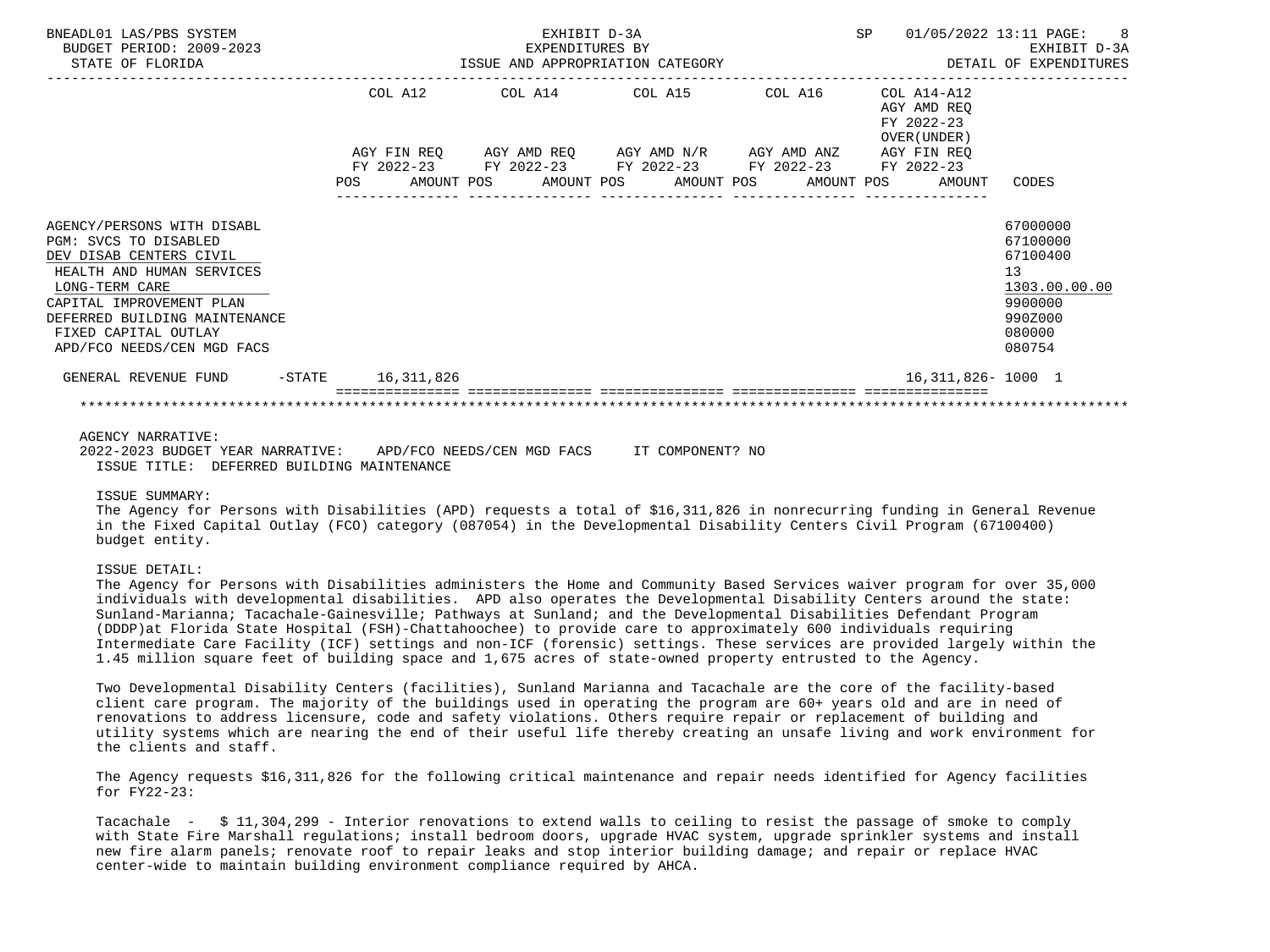BNEADL01 LAS/PBS SYSTEM — EXHIBIT D-3A — EXPENDITURES BY ISSUE AND APPROPRIATION CATEGORY — SP 01/05/2022 13:11
BUDGET PERIOD: 2009-2023 — EXHIBIT D-3A
STATE OF FLORIDA — DETAIL OF EXPENDITURES

| | COL A12 AGY FIN REQ FY 2022-23 POS | AMOUNT | COL A14 AGY AMD REQ FY 2022-23 POS | AMOUNT | COL A15 AGY AMD N/R FY 2022-23 POS | AMOUNT | COL A16 AGY AMD ANZ FY 2022-23 POS | AMOUNT | COL A14-A12 AGY AMD REQ FY 2022-23 OVER(UNDER) AGY FIN REQ FY 2022-23 POS | AMOUNT | CODES |
|---|---|---|---|---|---|---|---|---|---|---|---|
| AGENCY/PERSONS WITH DISABL | | | | | | | | | | | 67000000 |
| PGM: SVCS TO DISABLED | | | | | | | | | | | 67100000 |
| DEV DISAB CENTERS CIVIL | | | | | | | | | | | 67100400 |
| HEALTH AND HUMAN SERVICES | | | | | | | | | | | 13 |
| LONG-TERM CARE | | | | | | | | | | | 1303.00.00.00 |
| CAPITAL IMPROVEMENT PLAN | | | | | | | | | | | 9900000 |
| DEFERRED BUILDING MAINTENANCE | | | | | | | | | | | 990Z000 |
| FIXED CAPITAL OUTLAY | | | | | | | | | | | 080000 |
| APD/FCO NEEDS/CEN MGD FACS | | | | | | | | | | | 080754 |
| GENERAL REVENUE FUND -STATE | | 16,311,826 | | | | | | | | 16,311,826- | 1000 1 |

AGENCY NARRATIVE:
2022-2023 BUDGET YEAR NARRATIVE: APD/FCO NEEDS/CEN MGD FACS IT COMPONENT? NO
ISSUE TITLE: DEFERRED BUILDING MAINTENANCE

ISSUE SUMMARY:
The Agency for Persons with Disabilities (APD) requests a total of $16,311,826 in nonrecurring funding in General Revenue in the Fixed Capital Outlay (FCO) category (087054) in the Developmental Disability Centers Civil Program (67100400) budget entity.

ISSUE DETAIL:
The Agency for Persons with Disabilities administers the Home and Community Based Services waiver program for over 35,000 individuals with developmental disabilities. APD also operates the Developmental Disability Centers around the state: Sunland-Marianna; Tacachale-Gainesville; Pathways at Sunland; and the Developmental Disabilities Defendant Program (DDDP)at Florida State Hospital (FSH)-Chattahoochee) to provide care to approximately 600 individuals requiring Intermediate Care Facility (ICF) settings and non-ICF (forensic) settings. These services are provided largely within the 1.45 million square feet of building space and 1,675 acres of state-owned property entrusted to the Agency.

Two Developmental Disability Centers (facilities), Sunland Marianna and Tacachale are the core of the facility-based client care program. The majority of the buildings used in operating the program are 60+ years old and are in need of renovations to address licensure, code and safety violations. Others require repair or replacement of building and utility systems which are nearing the end of their useful life thereby creating an unsafe living and work environment for the clients and staff.

The Agency requests $16,311,826 for the following critical maintenance and repair needs identified for Agency facilities for FY22-23:

Tacachale - $ 11,304,299 - Interior renovations to extend walls to ceiling to resist the passage of smoke to comply with State Fire Marshall regulations; install bedroom doors, upgrade HVAC system, upgrade sprinkler systems and install new fire alarm panels; renovate roof to repair leaks and stop interior building damage; and repair or replace HVAC center-wide to maintain building environment compliance required by AHCA.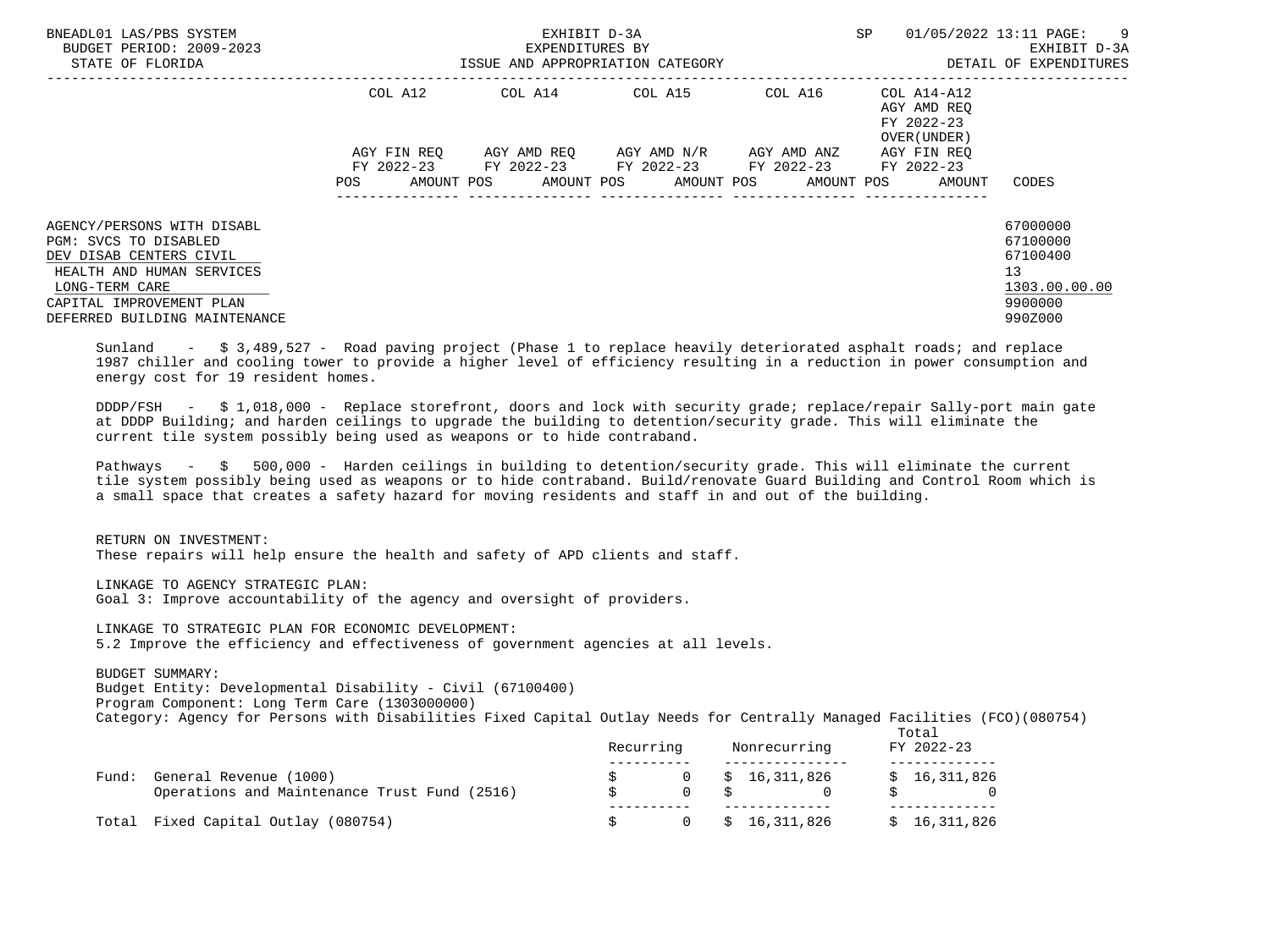| | COL A12 | COL A14 | COL A15 | COL A16 | COL A14-A12 AGY AMD REQ FY 2022-23 OVER(UNDER) | |
|---|---|---|---|---|---|---|
| | AGY FIN REQ FY 2022-23 | AGY AMD REQ FY 2022-23 | AGY AMD N/R FY 2022-23 | AGY AMD ANZ FY 2022-23 | AGY FIN REQ FY 2022-23 | |
| | POS AMOUNT | POS AMOUNT | POS AMOUNT | POS AMOUNT | POS AMOUNT | CODES |
| AGENCY/PERSONS WITH DISABL | | | | | | 67000000 |
| PGM: SVCS TO DISABLED | | | | | | 67100000 |
| DEV DISAB CENTERS CIVIL | | | | | | 67100400 |
| HEALTH AND HUMAN SERVICES | | | | | | 13 |
| LONG-TERM CARE | | | | | | 1303.00.00.00 |
| CAPITAL IMPROVEMENT PLAN | | | | | | 9900000 |
| DEFERRED BUILDING MAINTENANCE | | | | | | 990Z000 |

Sunland - $ 3,489,527 - Road paving project (Phase 1 to replace heavily deteriorated asphalt roads; and replace 1987 chiller and cooling tower to provide a higher level of efficiency resulting in a reduction in power consumption and energy cost for 19 resident homes.

DDDP/FSH - $ 1,018,000 - Replace storefront, doors and lock with security grade; replace/repair Sally-port main gate at DDDP Building; and harden ceilings to upgrade the building to detention/security grade. This will eliminate the current tile system possibly being used as weapons or to hide contraband.

Pathways - $ 500,000 - Harden ceilings in building to detention/security grade. This will eliminate the current tile system possibly being used as weapons or to hide contraband. Build/renovate Guard Building and Control Room which is a small space that creates a safety hazard for moving residents and staff in and out of the building.

RETURN ON INVESTMENT:
These repairs will help ensure the health and safety of APD clients and staff.

LINKAGE TO AGENCY STRATEGIC PLAN:
Goal 3: Improve accountability of the agency and oversight of providers.

LINKAGE TO STRATEGIC PLAN FOR ECONOMIC DEVELOPMENT:
5.2 Improve the efficiency and effectiveness of government agencies at all levels.

BUDGET SUMMARY:
Budget Entity: Developmental Disability - Civil (67100400)
Program Component: Long Term Care (1303000000)
Category: Agency for Persons with Disabilities Fixed Capital Outlay Needs for Centrally Managed Facilities (FCO)(080754)

| | Recurring | Nonrecurring | Total FY 2022-23 |
|---|---|---|---|
| Fund: General Revenue (1000) | $ 0 | $ 16,311,826 | $ 16,311,826 |
| Operations and Maintenance Trust Fund (2516) | $ 0 | $ 0 | $ 0 |
| Total Fixed Capital Outlay (080754) | $ 0 | $ 16,311,826 | $ 16,311,826 |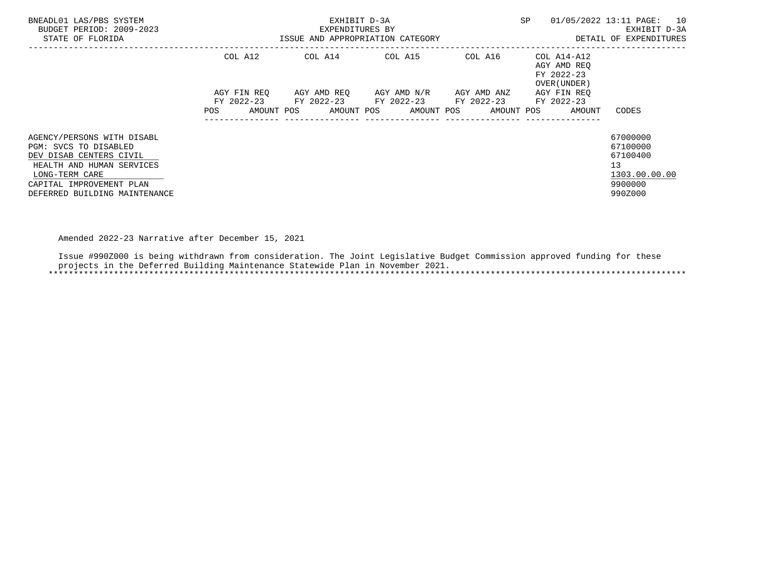| | COL A12 | | COL A14 | | COL A15 | | COL A16 | | COL A14-A12 AGY AMD REQ FY 2022-23 OVER(UNDER) | |
|---|---|---|---|---|---|---|---|---|---|---|
| | AGY FIN REQ FY 2022-23 | | AGY AMD REQ FY 2022-23 | | AGY AMD N/R FY 2022-23 | | AGY AMD ANZ FY 2022-23 | | AGY FIN REQ FY 2022-23 | |
| | POS | AMOUNT | POS | AMOUNT | POS | AMOUNT | POS | AMOUNT | POS | AMOUNT | CODES |
| AGENCY/PERSONS WITH DISABL | | | | | | | | | | | 67000000 |
| PGM: SVCS TO DISABLED | | | | | | | | | | | 67100000 |
| DEV DISAB CENTERS CIVIL | | | | | | | | | | | 67100400 |
| HEALTH AND HUMAN SERVICES | | | | | | | | | | | 13 |
| LONG-TERM CARE | | | | | | | | | | | 1303.00.00.00 |
| CAPITAL IMPROVEMENT PLAN | | | | | | | | | | | 9900000 |
| DEFERRED BUILDING MAINTENANCE | | | | | | | | | | | 990Z000 |

Amended 2022-23 Narrative after December 15, 2021

Issue #990Z000 is being withdrawn from consideration. The Joint Legislative Budget Commission approved funding for these projects in the Deferred Building Maintenance Statewide Plan in November 2021.

*******************************************************************************************************************************